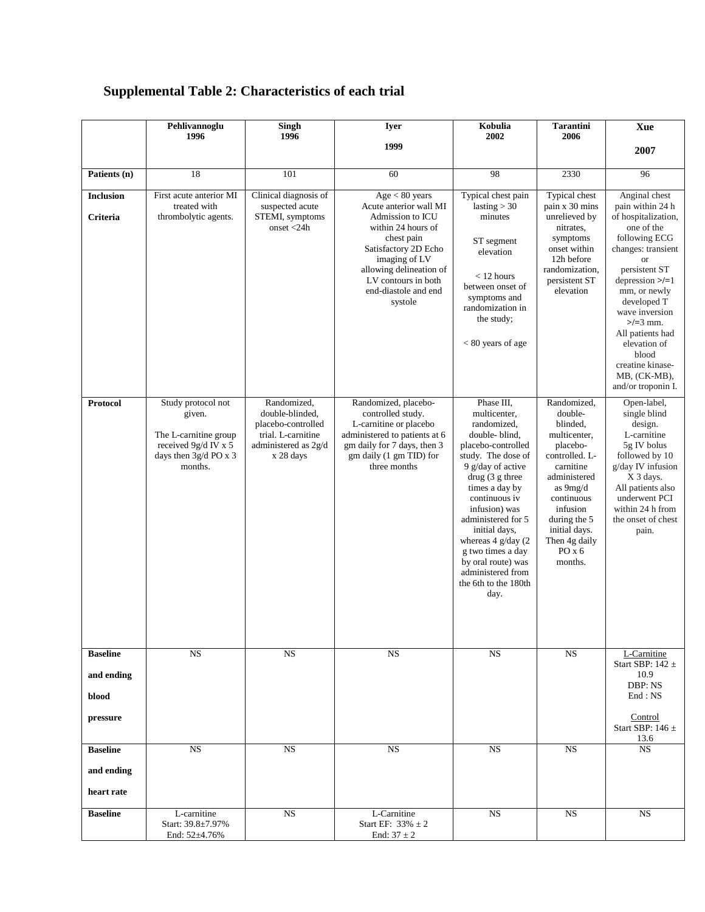## Supplemental Table 2: Characteristics of each trial

| | Pehlivannoglu 1996 | Singh 1996 | Iyer 1999 | Kobulia 2002 | Tarantini 2006 | Xue 2007 |
|---|---|---|---|---|---|---|
| **Patients (n)** | 18 | 101 | 60 | 98 | 2330 | 96 |
| **Inclusion Criteria** | First acute anterior MI treated with thrombolytic agents. | Clinical diagnosis of suspected acute STEMI, symptoms onset <24h | Age < 80 years Acute anterior wall MI Admission to ICU within 24 hours of chest pain Satisfactory 2D Echo imaging of LV allowing delineation of LV contours in both end-diastole and end systole | Typical chest pain lasting > 30 minutes ST segment elevation < 12 hours between onset of symptoms and randomization in the study; < 80 years of age | Typical chest pain x 30 mins unrelieved by nitrates, symptoms onset within 12h before randomization, persistent ST elevation | Anginal chest pain within 24 h of hospitalization, one of the following ECG changes: transient or persistent ST depression >/=1 mm, or newly developed T wave inversion >/=3 mm. All patients had elevation of blood creatine kinase-MB, (CK-MB), and/or troponin I. |
| **Protocol** | Study protocol not given. The L-carnitine group received 9g/d IV x 5 days then 3g/d PO x 3 months. | Randomized, double-blinded, placebo-controlled trial. L-carnitine administered as 2g/d x 28 days | Randomized, placebo-controlled study. L-carnitine or placebo administered to patients at 6 gm daily for 7 days, then 3 gm daily (1 gm TID) for three months | Phase III, multicenter, randomized, double- blind, placebo-controlled study. The dose of 9 g/day of active drug (3 g three times a day by continuous iv infusion) was administered for 5 initial days, whereas 4 g/day (2 g two times a day by oral route) was administered from the 6th to the 180th day. | Randomized, double-blinded, multicenter, placebo-controlled. L-carnitine administered as 9mg/d continuous infusion during the 5 initial days. Then 4g daily PO x 6 months. | Open-label, single blind design. L-carnitine 5g IV bolus followed by 10 g/day IV infusion X 3 days. All patients also underwent PCI within 24 h from the onset of chest pain. |
| **Baseline and ending blood pressure** | NS | NS | NS | NS | NS | L-Carnitine Start SBP: 142 ± 10.9 DBP: NS End : NS Control Start SBP: 146 ± 13.6 |
| **Baseline and ending heart rate** | NS | NS | NS | NS | NS | NS |
| **Baseline** | L-carnitine Start: 39.8±7.97% End: 52±4.76% | NS | L-Carnitine Start EF: 33% ± 2 End: 37 ± 2 | NS | NS | NS |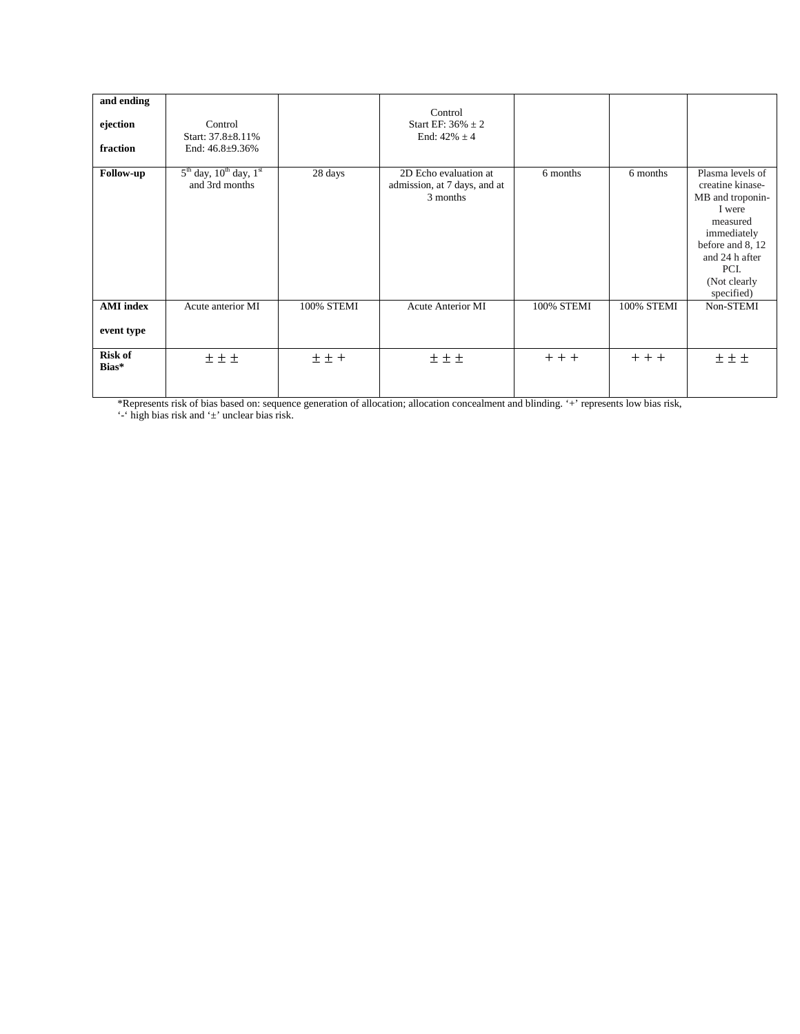| | | | | | | |
|---|---|---|---|---|---|---|
| **and ending ejection fraction** | Control<br>Start: 37.8±8.11%<br>End: 46.8±9.36% | | Control<br>Start EF: 36% ± 2<br>End: 42% ± 4 | | | |
| **Follow-up** | 5th day, 10th day, 1st and 3rd months | 28 days | 2D Echo evaluation at admission, at 7 days, and at 3 months | 6 months | 6 months | Plasma levels of creatine kinase-MB and troponin-I were measured immediately before and 8, 12 and 24 h after PCI.<br>(Not clearly specified) |
| **AMI index event type** | Acute anterior MI | 100% STEMI | Acute Anterior MI | 100% STEMI | 100% STEMI | Non-STEMI |
| **Risk of Bias*** | ± ± ± | ± ± + | ± ± ± | + + + | + + + | ± ± ± |

*Represents risk of bias based on: sequence generation of allocation; allocation concealment and blinding. '+' represents low bias risk, '-' high bias risk and '±' unclear bias risk.